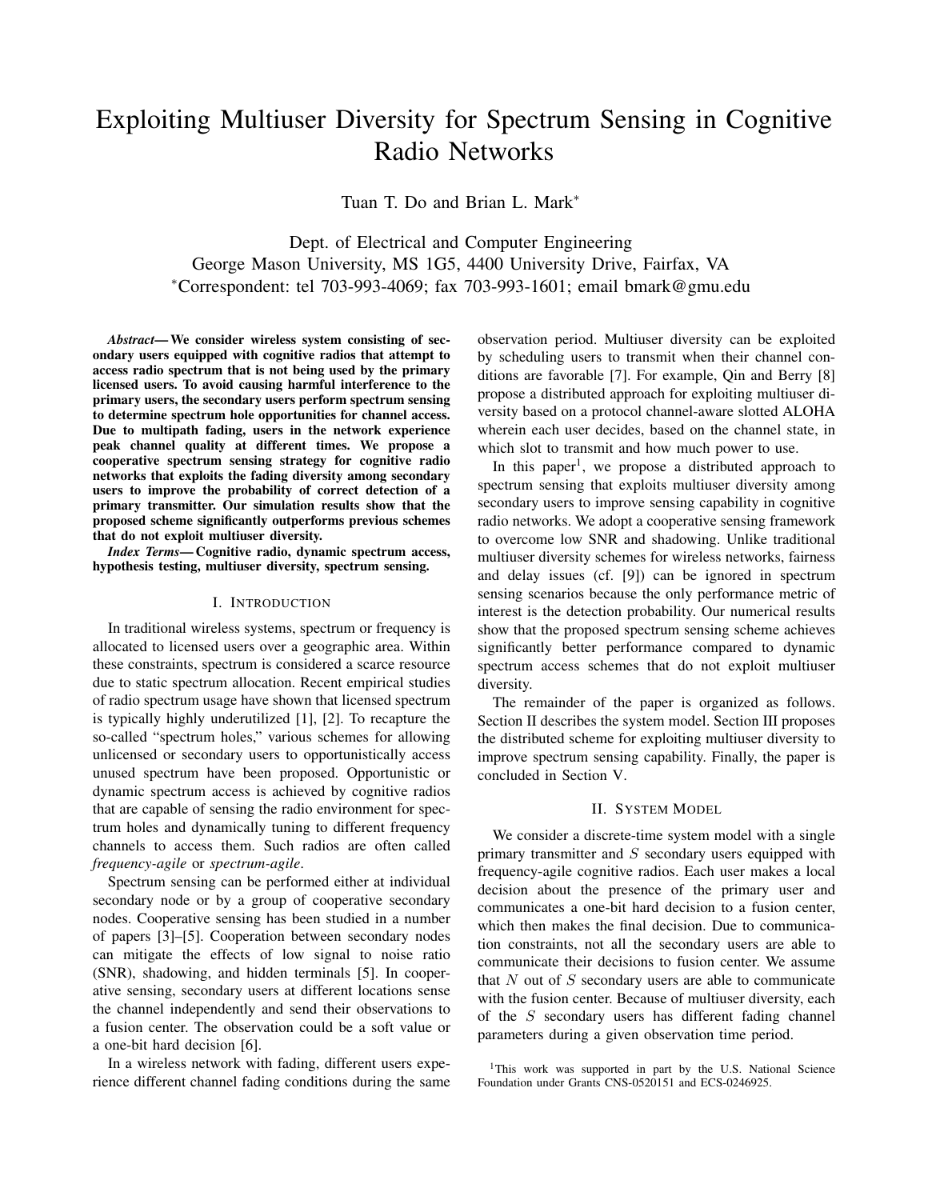# Exploiting Multiuser Diversity for Spectrum Sensing in Cognitive Radio Networks

Tuan T. Do and Brian L. Mark*

Dept. of Electrical and Computer Engineering
George Mason University, MS 1G5, 4400 University Drive, Fairfax, VA
*Correspondent: tel 703-993-4069; fax 703-993-1601; email bmark@gmu.edu

***Abstract*— We consider wireless system consisting of secondary users equipped with cognitive radios that attempt to access radio spectrum that is not being used by the primary licensed users. To avoid causing harmful interference to the primary users, the secondary users perform spectrum sensing to determine spectrum hole opportunities for channel access. Due to multipath fading, users in the network experience peak channel quality at different times. We propose a cooperative spectrum sensing strategy for cognitive radio networks that exploits the fading diversity among secondary users to improve the probability of correct detection of a primary transmitter. Our simulation results show that the proposed scheme significantly outperforms previous schemes that do not exploit multiuser diversity.**

***Index Terms*— Cognitive radio, dynamic spectrum access, hypothesis testing, multiuser diversity, spectrum sensing.**

## I. Introduction

In traditional wireless systems, spectrum or frequency is allocated to licensed users over a geographic area. Within these constraints, spectrum is considered a scarce resource due to static spectrum allocation. Recent empirical studies of radio spectrum usage have shown that licensed spectrum is typically highly underutilized [1], [2]. To recapture the so-called "spectrum holes," various schemes for allowing unlicensed or secondary users to opportunistically access unused spectrum have been proposed. Opportunistic or dynamic spectrum access is achieved by cognitive radios that are capable of sensing the radio environment for spectrum holes and dynamically tuning to different frequency channels to access them. Such radios are often called *frequency-agile* or *spectrum-agile*.

Spectrum sensing can be performed either at individual secondary node or by a group of cooperative secondary nodes. Cooperative sensing has been studied in a number of papers [3]–[5]. Cooperation between secondary nodes can mitigate the effects of low signal to noise ratio (SNR), shadowing, and hidden terminals [5]. In cooperative sensing, secondary users at different locations sense the channel independently and send their observations to a fusion center. The observation could be a soft value or a one-bit hard decision [6].

In a wireless network with fading, different users experience different channel fading conditions during the same observation period. Multiuser diversity can be exploited by scheduling users to transmit when their channel conditions are favorable [7]. For example, Qin and Berry [8] propose a distributed approach for exploiting multiuser diversity based on a protocol channel-aware slotted ALOHA wherein each user decides, based on the channel state, in which slot to transmit and how much power to use.

In this paper[1], we propose a distributed approach to spectrum sensing that exploits multiuser diversity among secondary users to improve sensing capability in cognitive radio networks. We adopt a cooperative sensing framework to overcome low SNR and shadowing. Unlike traditional multiuser diversity schemes for wireless networks, fairness and delay issues (cf. [9]) can be ignored in spectrum sensing scenarios because the only performance metric of interest is the detection probability. Our numerical results show that the proposed spectrum sensing scheme achieves significantly better performance compared to dynamic spectrum access schemes that do not exploit multiuser diversity.

The remainder of the paper is organized as follows. Section II describes the system model. Section III proposes the distributed scheme for exploiting multiuser diversity to improve spectrum sensing capability. Finally, the paper is concluded in Section V.

## II. System Model

We consider a discrete-time system model with a single primary transmitter and $S$ secondary users equipped with frequency-agile cognitive radios. Each user makes a local decision about the presence of the primary user and communicates a one-bit hard decision to a fusion center, which then makes the final decision. Due to communication constraints, not all the secondary users are able to communicate their decisions to fusion center. We assume that $N$ out of $S$ secondary users are able to communicate with the fusion center. Because of multiuser diversity, each of the $S$ secondary users has different fading channel parameters during a given observation time period.

[1]This work was supported in part by the U.S. National Science Foundation under Grants CNS-0520151 and ECS-0246925.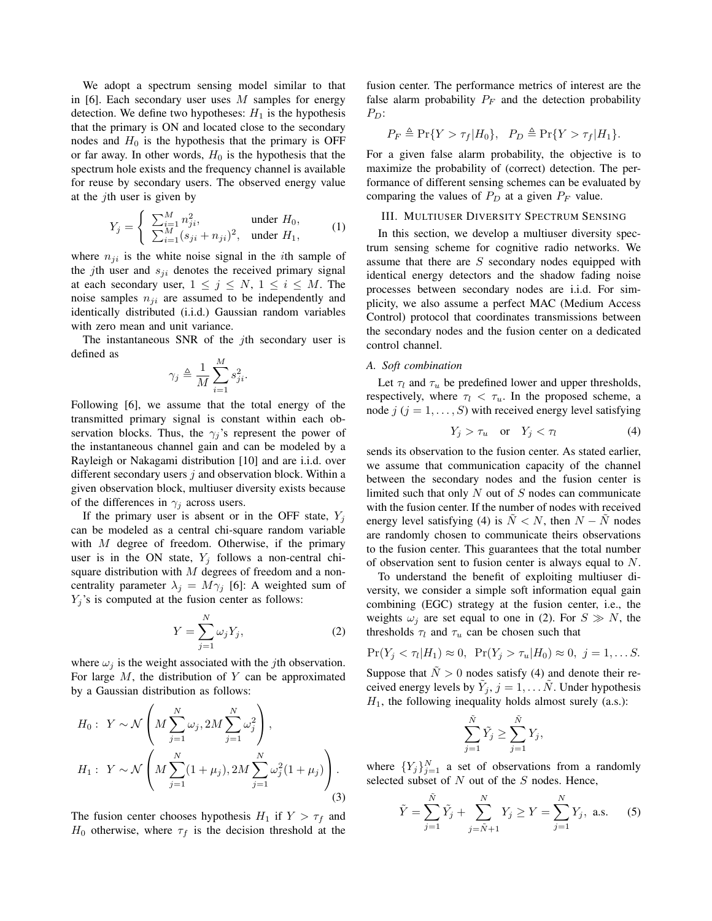We adopt a spectrum sensing model similar to that in [6]. Each secondary user uses $M$ samples for energy detection. We define two hypotheses: $H_1$ is the hypothesis that the primary is ON and located close to the secondary nodes and $H_0$ is the hypothesis that the primary is OFF or far away. In other words, $H_0$ is the hypothesis that the spectrum hole exists and the frequency channel is available for reuse by secondary users. The observed energy value at the $j$th user is given by

$$Y_j = \begin{cases} \sum_{i=1}^{M} n_{ji}^2, & \text{under } H_0, \\ \sum_{i=1}^{M} (s_{ji} + n_{ji})^2, & \text{under } H_1, \end{cases} \tag{1}$$

where $n_{ji}$ is the white noise signal in the $i$th sample of the $j$th user and $s_{ji}$ denotes the received primary signal at each secondary user, $1 \leq j \leq N$, $1 \leq i \leq M$. The noise samples $n_{ji}$ are assumed to be independently and identically distributed (i.i.d.) Gaussian random variables with zero mean and unit variance.

The instantaneous SNR of the $j$th secondary user is defined as

$$\gamma_j \triangleq \frac{1}{M} \sum_{i=1}^{M} s_{ji}^2.$$

Following [6], we assume that the total energy of the transmitted primary signal is constant within each observation blocks. Thus, the $\gamma_j$'s represent the power of the instantaneous channel gain and can be modeled by a Rayleigh or Nakagami distribution [10] and are i.i.d. over different secondary users $j$ and observation block. Within a given observation block, multiuser diversity exists because of the differences in $\gamma_j$ across users.

If the primary user is absent or in the OFF state, $Y_j$ can be modeled as a central chi-square random variable with $M$ degree of freedom. Otherwise, if the primary user is in the ON state, $Y_j$ follows a non-central chi-square distribution with $M$ degrees of freedom and a non-centrality parameter $\lambda_j = M\gamma_j$ [6]: A weighted sum of $Y_j$'s is computed at the fusion center as follows:

$$Y = \sum_{j=1}^{N} \omega_j Y_j, \tag{2}$$

where $\omega_j$ is the weight associated with the $j$th observation. For large $M$, the distribution of $Y$ can be approximated by a Gaussian distribution as follows:

$$\begin{aligned} H_0 &: \ Y \sim \mathcal{N}\left( M \sum_{j=1}^{N} \omega_j, 2M \sum_{j=1}^{N} \omega_j^2 \right), \\ H_1 &: \ Y \sim \mathcal{N}\left( M \sum_{j=1}^{N} (1 + \mu_j), 2M \sum_{j=1}^{N} \omega_j^2 (1 + \mu_j) \right). \end{aligned} \tag{3}$$

The fusion center chooses hypothesis $H_1$ if $Y > \tau_f$ and $H_0$ otherwise, where $\tau_f$ is the decision threshold at the fusion center. The performance metrics of interest are the false alarm probability $P_F$ and the detection probability $P_D$:

$$P_F \triangleq \Pr\{Y > \tau_f | H_0\}, \quad P_D \triangleq \Pr\{Y > \tau_f | H_1\}.$$

For a given false alarm probability, the objective is to maximize the probability of (correct) detection. The performance of different sensing schemes can be evaluated by comparing the values of $P_D$ at a given $P_F$ value.

## III. Multiuser Diversity Spectrum Sensing

In this section, we develop a multiuser diversity spectrum sensing scheme for cognitive radio networks. We assume that there are $S$ secondary nodes equipped with identical energy detectors and the shadow fading noise processes between secondary nodes are i.i.d. For simplicity, we also assume a perfect MAC (Medium Access Control) protocol that coordinates transmissions between the secondary nodes and the fusion center on a dedicated control channel.

### *A. Soft combination*

Let $\tau_l$ and $\tau_u$ be predefined lower and upper thresholds, respectively, where $\tau_l < \tau_u$. In the proposed scheme, a node $j$ ($j = 1, \ldots, S$) with received energy level satisfying

$$Y_j > \tau_u \quad \text{or} \quad Y_j < \tau_l \tag{4}$$

sends its observation to the fusion center. As stated earlier, we assume that communication capacity of the channel between the secondary nodes and the fusion center is limited such that only $N$ out of $S$ nodes can communicate with the fusion center. If the number of nodes with received energy level satisfying (4) is $\tilde{N} < N$, then $N - \tilde{N}$ nodes are randomly chosen to communicate theirs observations to the fusion center. This guarantees that the total number of observation sent to fusion center is always equal to $N$.

To understand the benefit of exploiting multiuser diversity, we consider a simple soft information equal gain combining (EGC) strategy at the fusion center, i.e., the weights $\omega_j$ are set equal to one in (2). For $S \gg N$, the thresholds $\tau_l$ and $\tau_u$ can be chosen such that

$$\Pr(Y_j < \tau_l | H_1) \approx 0, \ \ \Pr(Y_j > \tau_u | H_0) \approx 0, \ j = 1, \ldots S.$$

Suppose that $\tilde{N} > 0$ nodes satisfy (4) and denote their received energy levels by $\tilde{Y}_j$, $j = 1, \ldots \tilde{N}$. Under hypothesis $H_1$, the following inequality holds almost surely (a.s.):

$$\sum_{j=1}^{\tilde{N}} \tilde{Y}_j \geq \sum_{j=1}^{\tilde{N}} Y_j,$$

where $\{Y_j\}_{j=1}^{N}$ a set of observations from a randomly selected subset of $N$ out of the $S$ nodes. Hence,

$$\tilde{Y} = \sum_{j=1}^{\tilde{N}} \tilde{Y}_j + \sum_{j=\tilde{N}+1}^{N} Y_j \geq Y = \sum_{j=1}^{N} Y_j, \ \text{a.s.} \tag{5}$$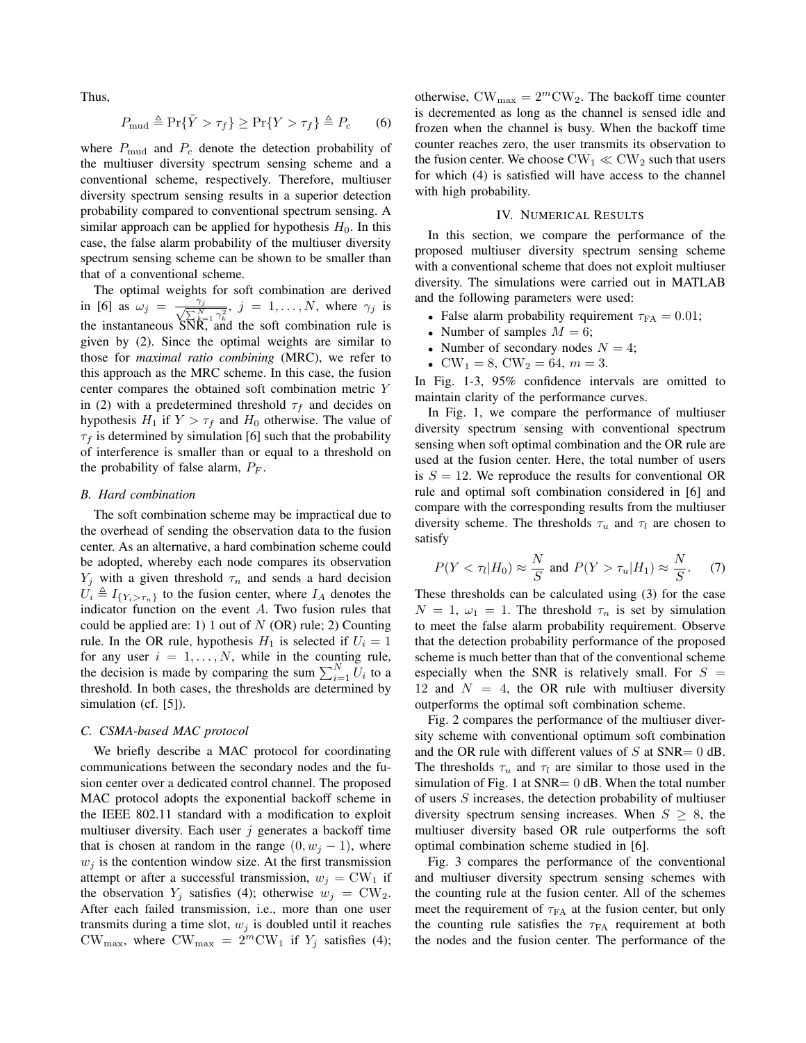Thus,

$$P_{\text{mud}} \triangleq \Pr\{\tilde{Y} > \tau_f\} \geq \Pr\{Y > \tau_f\} \triangleq P_c \qquad (6)$$

where $P_{\text{mud}}$ and $P_c$ denote the detection probability of the multiuser diversity spectrum sensing scheme and a conventional scheme, respectively. Therefore, multiuser diversity spectrum sensing results in a superior detection probability compared to conventional spectrum sensing. A similar approach can be applied for hypothesis $H_0$. In this case, the false alarm probability of the multiuser diversity spectrum sensing scheme can be shown to be smaller than that of a conventional scheme.

The optimal weights for soft combination are derived in [6] as $\omega_j = \frac{\gamma_j}{\sqrt{\sum_{k=1}^{N} \gamma_k^2}}$, $j = 1, \ldots, N$, where $\gamma_j$ is the instantaneous SNR, and the soft combination rule is given by (2). Since the optimal weights are similar to those for *maximal ratio combining* (MRC), we refer to this approach as the MRC scheme. In this case, the fusion center compares the obtained soft combination metric $Y$ in (2) with a predetermined threshold $\tau_f$ and decides on hypothesis $H_1$ if $Y > \tau_f$ and $H_0$ otherwise. The value of $\tau_f$ is determined by simulation [6] such that the probability of interference is smaller than or equal to a threshold on the probability of false alarm, $P_F$.

### B. Hard combination

The soft combination scheme may be impractical due to the overhead of sending the observation data to the fusion center. As an alternative, a hard combination scheme could be adopted, whereby each node compares its observation $Y_j$ with a given threshold $\tau_n$ and sends a hard decision $U_i \triangleq I_{\{Y_i > \tau_n\}}$ to the fusion center, where $I_A$ denotes the indicator function on the event $A$. Two fusion rules that could be applied are: 1) 1 out of $N$ (OR) rule; 2) Counting rule. In the OR rule, hypothesis $H_1$ is selected if $U_i = 1$ for any user $i = 1, \ldots, N$, while in the counting rule, the decision is made by comparing the sum $\sum_{i=1}^{N} U_i$ to a threshold. In both cases, the thresholds are determined by simulation (cf. [5]).

### C. CSMA-based MAC protocol

We briefly describe a MAC protocol for coordinating communications between the secondary nodes and the fusion center over a dedicated control channel. The proposed MAC protocol adopts the exponential backoff scheme in the IEEE 802.11 standard with a modification to exploit multiuser diversity. Each user $j$ generates a backoff time that is chosen at random in the range $(0, w_j - 1)$, where $w_j$ is the contention window size. At the first transmission attempt or after a successful transmission, $w_j = \text{CW}_1$ if the observation $Y_j$ satisfies (4); otherwise $w_j = \text{CW}_2$. After each failed transmission, i.e., more than one user transmits during a time slot, $w_j$ is doubled until it reaches $\text{CW}_{\max}$, where $\text{CW}_{\max} = 2^m \text{CW}_1$ if $Y_j$ satisfies (4); otherwise, $\text{CW}_{\max} = 2^m \text{CW}_2$. The backoff time counter is decremented as long as the channel is sensed idle and frozen when the channel is busy. When the backoff time counter reaches zero, the user transmits its observation to the fusion center. We choose $\text{CW}_1 \ll \text{CW}_2$ such that users for which (4) is satisfied will have access to the channel with high probability.

## IV. Numerical Results

In this section, we compare the performance of the proposed multiuser diversity spectrum sensing scheme with a conventional scheme that does not exploit multiuser diversity. The simulations were carried out in MATLAB and the following parameters were used:

- False alarm probability requirement $\tau_{\text{FA}} = 0.01$;
- Number of samples $M = 6$;
- Number of secondary nodes $N = 4$;
- $\text{CW}_1 = 8$, $\text{CW}_2 = 64$, $m = 3$.

In Fig. 1-3, 95% confidence intervals are omitted to maintain clarity of the performance curves.

In Fig. 1, we compare the performance of multiuser diversity spectrum sensing with conventional spectrum sensing when soft optimal combination and the OR rule are used at the fusion center. Here, the total number of users is $S = 12$. We reproduce the results for conventional OR rule and optimal soft combination considered in [6] and compare with the corresponding results from the multiuser diversity scheme. The thresholds $\tau_u$ and $\tau_l$ are chosen to satisfy

$$P(Y < \tau_l | H_0) \approx \frac{N}{S} \text{ and } P(Y > \tau_u | H_1) \approx \frac{N}{S}. \qquad (7)$$

These thresholds can be calculated using (3) for the case $N = 1$, $\omega_1 = 1$. The threshold $\tau_n$ is set by simulation to meet the false alarm probability requirement. Observe that the detection probability performance of the proposed scheme is much better than that of the conventional scheme especially when the SNR is relatively small. For $S = 12$ and $N = 4$, the OR rule with multiuser diversity outperforms the optimal soft combination scheme.

Fig. 2 compares the performance of the multiuser diversity scheme with conventional optimum soft combination and the OR rule with different values of $S$ at SNR$= 0$ dB. The thresholds $\tau_u$ and $\tau_l$ are similar to those used in the simulation of Fig. 1 at SNR$= 0$ dB. When the total number of users $S$ increases, the detection probability of multiuser diversity spectrum sensing increases. When $S \geq 8$, the multiuser diversity based OR rule outperforms the soft optimal combination scheme studied in [6].

Fig. 3 compares the performance of the conventional and multiuser diversity spectrum sensing schemes with the counting rule at the fusion center. All of the schemes meet the requirement of $\tau_{\text{FA}}$ at the fusion center, but only the counting rule satisfies the $\tau_{\text{FA}}$ requirement at both the nodes and the fusion center. The performance of the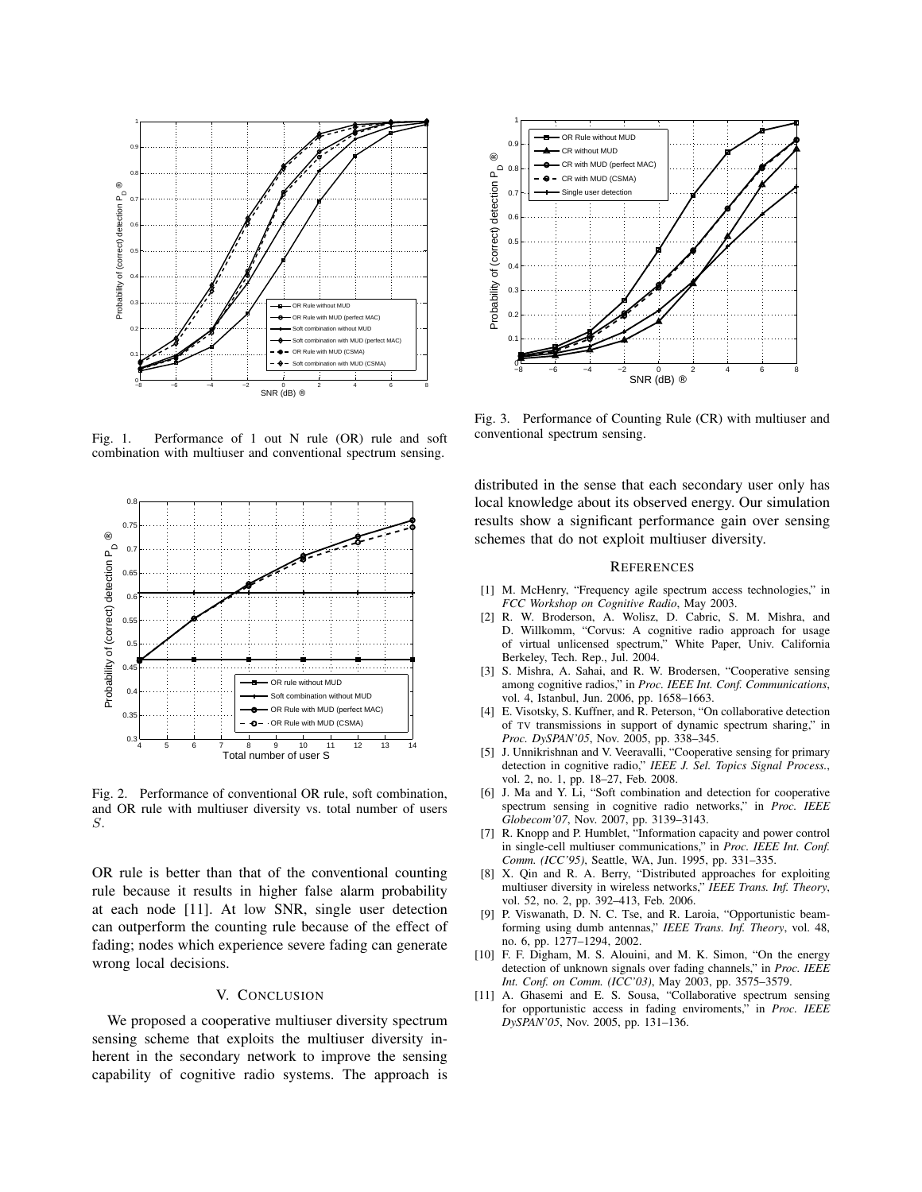Probability of (correct) detection $P_D$ ®

SNR (dB) ®

OR Rule without MUD
OR Rule with MUD (perfect MAC)
Soft combination without MUD
Soft combination with MUD (perfect MAC)
OR Rule with MUD (CSMA)
Soft combination with MUD (CSMA)

Fig. 1. Performance of 1 out N rule (OR) rule and soft combination with multiuser and conventional spectrum sensing.

Probability of (correct) detection $P_D$ ®

Total number of user S

OR rule without MUD
Soft combination without MUD
OR Rule with MUD (perfect MAC)
OR Rule with MUD (CSMA)

Fig. 2. Performance of conventional OR rule, soft combination, and OR rule with multiuser diversity vs. total number of users $S$.

OR rule is better than that of the conventional counting rule because it results in higher false alarm probability at each node [11]. At low SNR, single user detection can outperform the counting rule because of the effect of fading; nodes which experience severe fading can generate wrong local decisions.

## V. Conclusion

We proposed a cooperative multiuser diversity spectrum sensing scheme that exploits the multiuser diversity inherent in the secondary network to improve the sensing capability of cognitive radio systems. The approach is distributed in the sense that each secondary user only has local knowledge about its observed energy. Our simulation results show a significant performance gain over sensing schemes that do not exploit multiuser diversity.

Probability of (correct) detection $P_D$ ®

SNR (dB) ®

OR Rule without MUD
CR without MUD
CR with MUD (perfect MAC)
CR with MUD (CSMA)
Single user detection

Fig. 3. Performance of Counting Rule (CR) with multiuser and conventional spectrum sensing.

## References

[1] M. McHenry, "Frequency agile spectrum access technologies," in *FCC Workshop on Cognitive Radio*, May 2003.

[2] R. W. Broderson, A. Wolisz, D. Cabric, S. M. Mishra, and D. Willkomm, "Corvus: A cognitive radio approach for usage of virtual unlicensed spectrum," White Paper, Univ. California Berkeley, Tech. Rep., Jul. 2004.

[3] S. Mishra, A. Sahai, and R. W. Brodersen, "Cooperative sensing among cognitive radios," in *Proc. IEEE Int. Conf. Communications*, vol. 4, Istanbul, Jun. 2006, pp. 1658–1663.

[4] E. Visotsky, S. Kuffner, and R. Peterson, "On collaborative detection of TV transmissions in support of dynamic spectrum sharing," in *Proc. DySPAN'05*, Nov. 2005, pp. 338–345.

[5] J. Unnikrishnan and V. Veeravalli, "Cooperative sensing for primary detection in cognitive radio," *IEEE J. Sel. Topics Signal Process.*, vol. 2, no. 1, pp. 18–27, Feb. 2008.

[6] J. Ma and Y. Li, "Soft combination and detection for cooperative spectrum sensing in cognitive radio networks," in *Proc. IEEE Globecom'07*, Nov. 2007, pp. 3139–3143.

[7] R. Knopp and P. Humblet, "Information capacity and power control in single-cell multiuser communications," in *Proc. IEEE Int. Conf. Comm. (ICC'95)*, Seattle, WA, Jun. 1995, pp. 331–335.

[8] X. Qin and R. A. Berry, "Distributed approaches for exploiting multiuser diversity in wireless networks," *IEEE Trans. Inf. Theory*, vol. 52, no. 2, pp. 392–413, Feb. 2006.

[9] P. Viswanath, D. N. C. Tse, and R. Laroia, "Opportunistic beamforming using dumb antennas," *IEEE Trans. Inf. Theory*, vol. 48, no. 6, pp. 1277–1294, 2002.

[10] F. F. Digham, M. S. Alouini, and M. K. Simon, "On the energy detection of unknown signals over fading channels," in *Proc. IEEE Int. Conf. on Comm. (ICC'03)*, May 2003, pp. 3575–3579.

[11] A. Ghasemi and E. S. Sousa, "Collaborative spectrum sensing for opportunistic access in fading enviroments," in *Proc. IEEE DySPAN'05*, Nov. 2005, pp. 131–136.